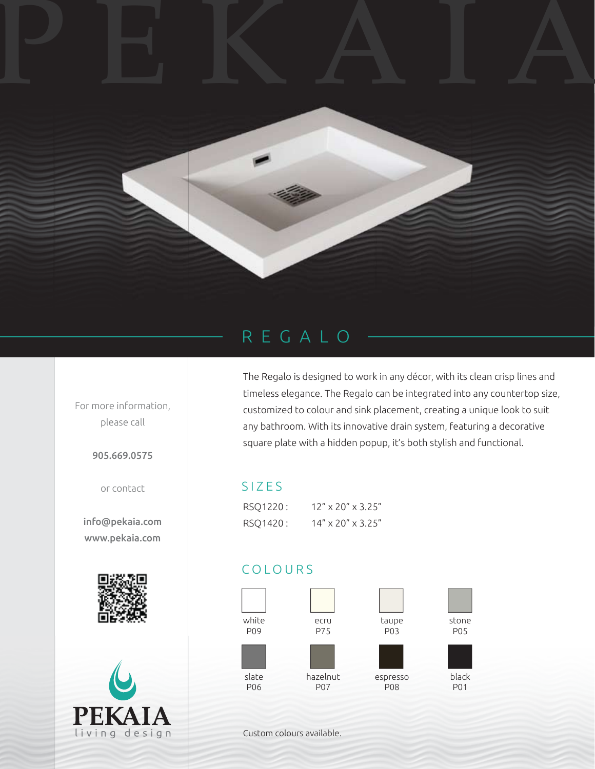# PEKAIA

## REGALO

The Regalo is designed to work in any décor, with its clean crisp lines and timeless elegance. The Regalo can be integrated into any countertop size, customized to colour and sink placement, creating a unique look to suit any bathroom. With its innovative drain system, featuring a decorative square plate with a hidden popup, it's both stylish and functional.

### SIZES

| | |
|---|---|
| RSQ1220 : | 12" x 20" x 3.25" |
| RSQ1420 : | 14" x 20" x 3.25" |

### COLOURS

| | | | |
|---|---|---|---|
| white P09 | ecru P75 | taupe P03 | stone P05 |
| slate P06 | hazelnut P07 | espresso P08 | black P01 |

Custom colours available.

For more information, please call

**905.669.0575**

or contact

**info@pekaia.com**
**www.pekaia.com**

PEKAIA
living design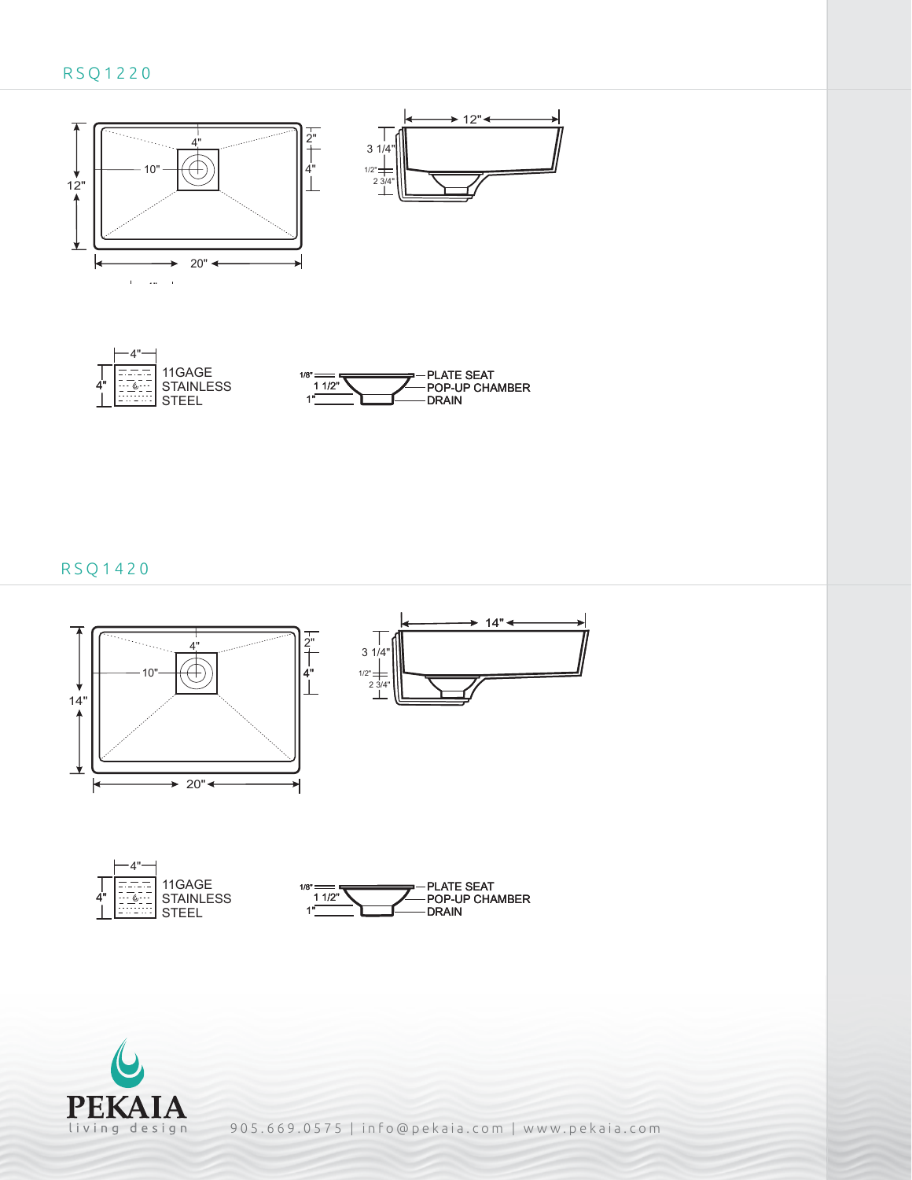## RSQ1220

12"

4"

10"

2"

4"

20"

12"

3 1/4"

1/2"

2 3/4"

4"

4"

11GAGE
STAINLESS
STEEL

1/8"

1 1/2"

1"

PLATE SEAT
POP-UP CHAMBER
DRAIN

## RSQ1420

14"

4"

10"

2"

4"

20"

14"

3 1/4"

1/2"

2 3/4"

4"

4"

11GAGE
STAINLESS
STEEL

1/8"

1 1/2"

1"

PLATE SEAT
POP-UP CHAMBER
DRAIN

PEKAIA
living design

905.669.0575 | info@pekaia.com | www.pekaia.com